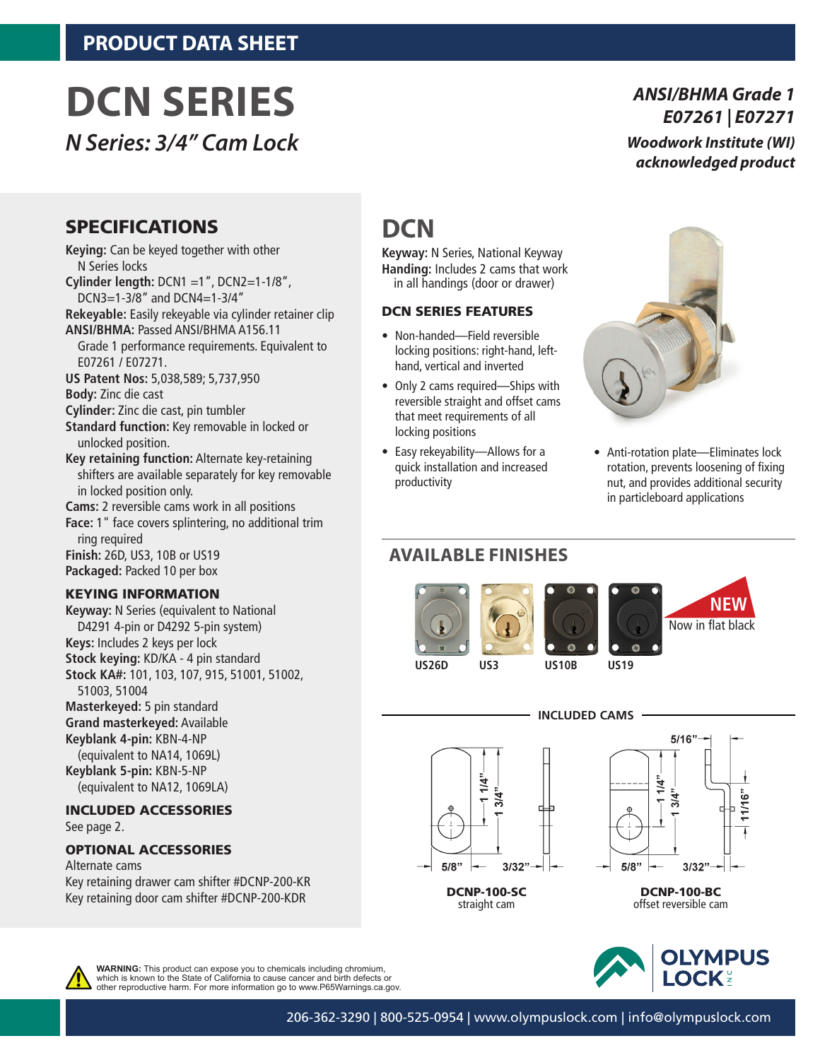PRODUCT DATA SHEET

# DCN SERIES

*N Series: 3/4" Cam Lock*

***ANSI/BHMA Grade 1***
***E07261 | E07271***
***Woodwork Institute (WI) acknowledged product***

## SPECIFICATIONS

**Keying:** Can be keyed together with other N Series locks
**Cylinder length:** DCN1 =1", DCN2=1-1/8", DCN3=1-3/8" and DCN4=1-3/4"
**Rekeyable:** Easily rekeyable via cylinder retainer clip
**ANSI/BHMA:** Passed ANSI/BHMA A156.11 Grade 1 performance requirements. Equivalent to E07261 / E07271.
**US Patent Nos:** 5,038,589; 5,737,950
**Body:** Zinc die cast
**Cylinder:** Zinc die cast, pin tumbler
**Standard function:** Key removable in locked or unlocked position.
**Key retaining function:** Alternate key-retaining shifters are available separately for key removable in locked position only.
**Cams:** 2 reversible cams work in all positions
**Face:** 1" face covers splintering, no additional trim ring required
**Finish:** 26D, US3, 10B or US19
**Packaged:** Packed 10 per box

### KEYING INFORMATION

**Keyway:** N Series (equivalent to National D4291 4-pin or D4292 5-pin system)
**Keys:** Includes 2 keys per lock
**Stock keying:** KD/KA - 4 pin standard
**Stock KA#:** 101, 103, 107, 915, 51001, 51002, 51003, 51004
**Masterkeyed:** 5 pin standard
**Grand masterkeyed:** Available
**Keyblank 4-pin:** KBN-4-NP (equivalent to NA14, 1069L)
**Keyblank 5-pin:** KBN-5-NP (equivalent to NA12, 1069LA)

### INCLUDED ACCESSORIES

See page 2.

### OPTIONAL ACCESSORIES

Alternate cams
Key retaining drawer cam shifter #DCNP-200-KR
Key retaining door cam shifter #DCNP-200-KDR

## DCN

**Keyway:** N Series, National Keyway
**Handing:** Includes 2 cams that work in all handings (door or drawer)

### DCN SERIES FEATURES

- Non-handed—Field reversible locking positions: right-hand, left-hand, vertical and inverted
- Only 2 cams required—Ships with reversible straight and offset cams that meet requirements of all locking positions
- Easy rekeyability—Allows for a quick installation and increased productivity
- Anti-rotation plate—Eliminates lock rotation, prevents loosening of fixing nut, and provides additional security in particleboard applications

## AVAILABLE FINISHES

US26D | US3 | US10B | US19

**NEW** Now in flat black

### INCLUDED CAMS

1 1/4" | 1 3/4" | 5/8" | 3/32"

**DCNP-100-SC**
straight cam

5/16" | 1 1/4" | 1 3/4" | 11/16" | 5/8" | 3/32"

**DCNP-100-BC**
offset reversible cam

**WARNING:** This product can expose you to chemicals including chromium, which is known to the State of California to cause cancer and birth defects or other reproductive harm. For more information go to www.P65Warnings.ca.gov.

OLYMPUS LOCK INC

206-362-3290 | 800-525-0954 | www.olympuslock.com | info@olympuslock.com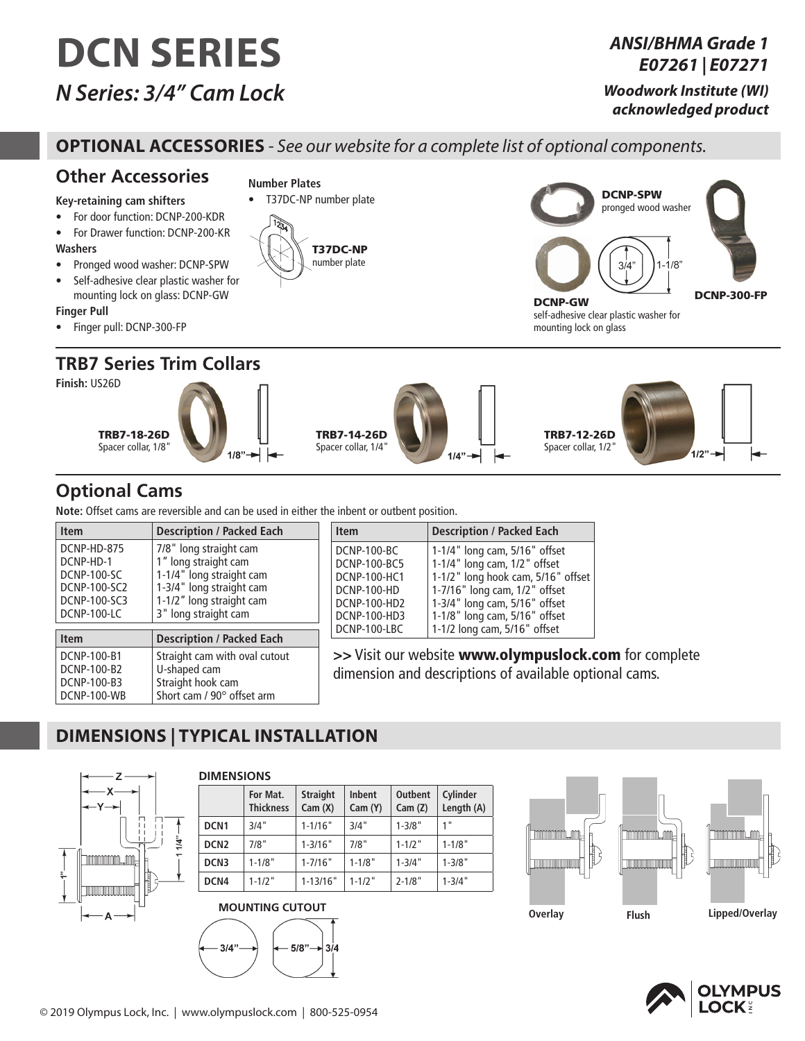# DCN SERIES

*N Series: 3/4" Cam Lock*

***ANSI/BHMA Grade 1***
***E07261 | E07271***

***Woodwork Institute (WI) acknowledged product***

## OPTIONAL ACCESSORIES - *See our website for a complete list of optional components.*

### Other Accessories

**Key-retaining cam shifters**

- For door function: DCNP-200-KDR
- For Drawer function: DCNP-200-KR

**Washers**

- Pronged wood washer: DCNP-SPW
- Self-adhesive clear plastic washer for mounting lock on glass: DCNP-GW

**Finger Pull**

- Finger pull: DCNP-300-FP

**Number Plates**

- T37DC-NP number plate

**T37DC-NP**
number plate

**DCNP-SPW**
pronged wood washer

3/4"
1-1/8"

**DCNP-GW**
self-adhesive clear plastic washer for mounting lock on glass

**DCNP-300-FP**

### TRB7 Series Trim Collars

**Finish:** US26D

**TRB7-18-26D**
Spacer collar, 1/8"

1/8"

**TRB7-14-26D**
Spacer collar, 1/4"

1/4"

**TRB7-12-26D**
Spacer collar, 1/2"

1/2"

### Optional Cams

**Note:** Offset cams are reversible and can be used in either the inbent or outbent position.

| Item | Description / Packed Each |
|---|---|
| DCNP-HD-875 | 7/8" long straight cam |
| DCNP-HD-1 | 1" long straight cam |
| DCNP-100-SC | 1-1/4" long straight cam |
| DCNP-100-SC2 | 1-3/4" long straight cam |
| DCNP-100-SC3 | 1-1/2" long straight cam |
| DCNP-100-LC | 3" long straight cam |

| Item | Description / Packed Each |
|---|---|
| DCNP-100-B1 | Straight cam with oval cutout |
| DCNP-100-B2 | U-shaped cam |
| DCNP-100-B3 | Straight hook cam |
| DCNP-100-WB | Short cam / 90° offset arm |

| Item | Description / Packed Each |
|---|---|
| DCNP-100-BC | 1-1/4" long cam, 5/16" offset |
| DCNP-100-BC5 | 1-1/4" long cam, 1/2" offset |
| DCNP-100-HC1 | 1-1/2" long hook cam, 5/16" offset |
| DCNP-100-HD | 1-7/16" long cam, 1/2" offset |
| DCNP-100-HD2 | 1-3/4" long cam, 5/16" offset |
| DCNP-100-HD3 | 1-1/8" long cam, 5/16" offset |
| DCNP-100-LBC | 1-1/2 long cam, 5/16" offset |

>> Visit our website **www.olympuslock.com** for complete dimension and descriptions of available optional cams.

## DIMENSIONS | TYPICAL INSTALLATION

Z
X
Y
1 1/4"
1"
A

**DIMENSIONS**

| | For Mat. Thickness | Straight Cam (X) | Inbent Cam (Y) | Outbent Cam (Z) | Cylinder Length (A) |
|---|---|---|---|---|---|
| DCN1 | 3/4" | 1-1/16" | 3/4" | 1-3/8" | 1" |
| DCN2 | 7/8" | 1-3/16" | 7/8" | 1-1/2" | 1-1/8" |
| DCN3 | 1-1/8" | 1-7/16" | 1-1/8" | 1-3/4" | 1-3/8" |
| DCN4 | 1-1/2" | 1-13/16" | 1-1/2" | 2-1/8" | 1-3/4" |

**MOUNTING CUTOUT**

3/4"
5/8"
3/4

Overlay
Flush
Lipped/Overlay

© 2019 Olympus Lock, Inc. | www.olympuslock.com | 800-525-0954